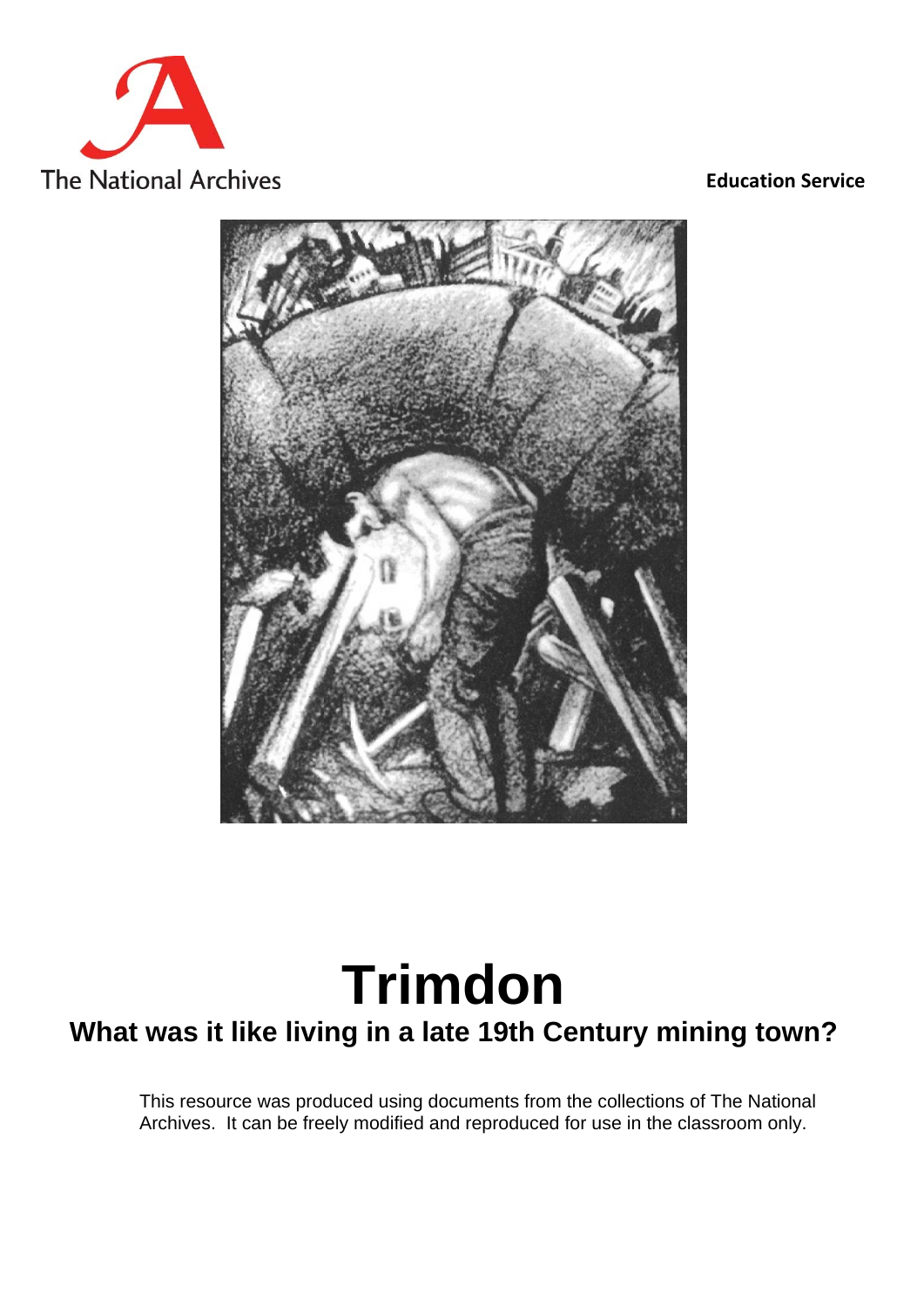The National Archives

**Education Service**

# Trimdon

## What was it like living in a late 19th Century mining town?

This resource was produced using documents from the collections of The National Archives. It can be freely modified and reproduced for use in the classroom only.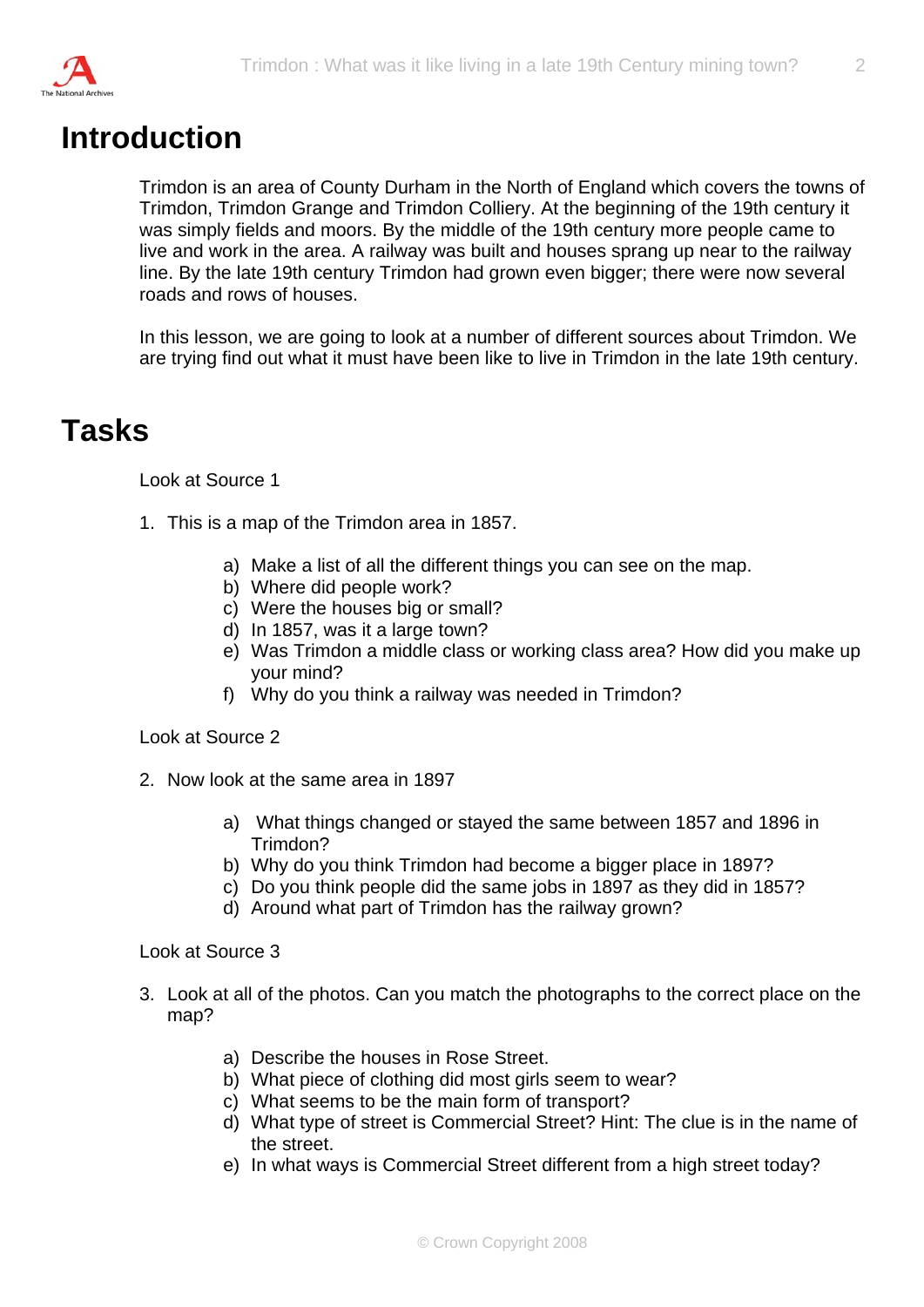# Introduction

Trimdon is an area of County Durham in the North of England which covers the towns of Trimdon, Trimdon Grange and Trimdon Colliery. At the beginning of the 19th century it was simply fields and moors. By the middle of the 19th century more people came to live and work in the area. A railway was built and houses sprang up near to the railway line. By the late 19th century Trimdon had grown even bigger; there were now several roads and rows of houses.

In this lesson, we are going to look at a number of different sources about Trimdon. We are trying find out what it must have been like to live in Trimdon in the late 19th century.

# Tasks

Look at Source 1

1. This is a map of the Trimdon area in 1857.

   a) Make a list of all the different things you can see on the map.
   b) Where did people work?
   c) Were the houses big or small?
   d) In 1857, was it a large town?
   e) Was Trimdon a middle class or working class area? How did you make up your mind?
   f) Why do you think a railway was needed in Trimdon?

Look at Source 2

2. Now look at the same area in 1897

   a) What things changed or stayed the same between 1857 and 1896 in Trimdon?
   b) Why do you think Trimdon had become a bigger place in 1897?
   c) Do you think people did the same jobs in 1897 as they did in 1857?
   d) Around what part of Trimdon has the railway grown?

Look at Source 3

3. Look at all of the photos. Can you match the photographs to the correct place on the map?

   a) Describe the houses in Rose Street.
   b) What piece of clothing did most girls seem to wear?
   c) What seems to be the main form of transport?
   d) What type of street is Commercial Street? Hint: The clue is in the name of the street.
   e) In what ways is Commercial Street different from a high street today?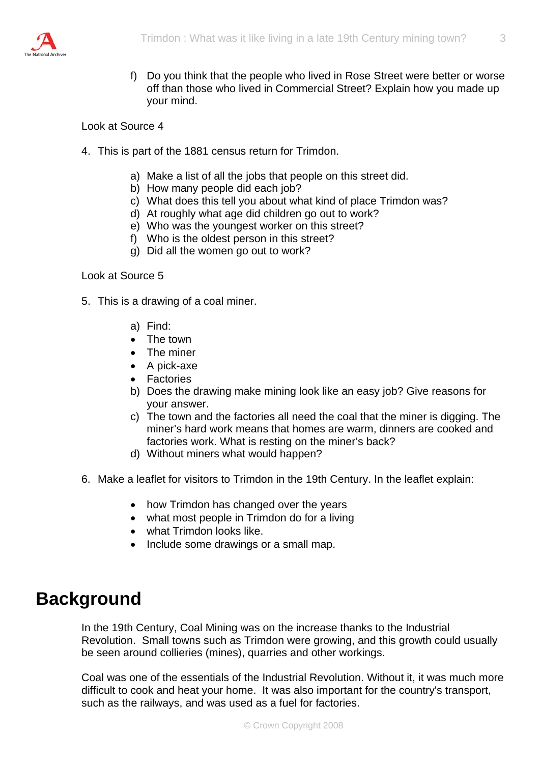f) Do you think that the people who lived in Rose Street were better or worse off than those who lived in Commercial Street? Explain how you made up your mind.

Look at Source 4

4. This is part of the 1881 census return for Trimdon.

    a) Make a list of all the jobs that people on this street did.
    b) How many people did each job?
    c) What does this tell you about what kind of place Trimdon was?
    d) At roughly what age did children go out to work?
    e) Who was the youngest worker on this street?
    f) Who is the oldest person in this street?
    g) Did all the women go out to work?

Look at Source 5

5. This is a drawing of a coal miner.

    a) Find:
    - The town
    - The miner
    - A pick-axe
    - Factories

    b) Does the drawing make mining look like an easy job? Give reasons for your answer.
    c) The town and the factories all need the coal that the miner is digging. The miner's hard work means that homes are warm, dinners are cooked and factories work. What is resting on the miner's back?
    d) Without miners what would happen?

6. Make a leaflet for visitors to Trimdon in the 19th Century. In the leaflet explain:

    - how Trimdon has changed over the years
    - what most people in Trimdon do for a living
    - what Trimdon looks like.
    - Include some drawings or a small map.

# Background

In the 19th Century, Coal Mining was on the increase thanks to the Industrial Revolution. Small towns such as Trimdon were growing, and this growth could usually be seen around collieries (mines), quarries and other workings.

Coal was one of the essentials of the Industrial Revolution. Without it, it was much more difficult to cook and heat your home. It was also important for the country's transport, such as the railways, and was used as a fuel for factories.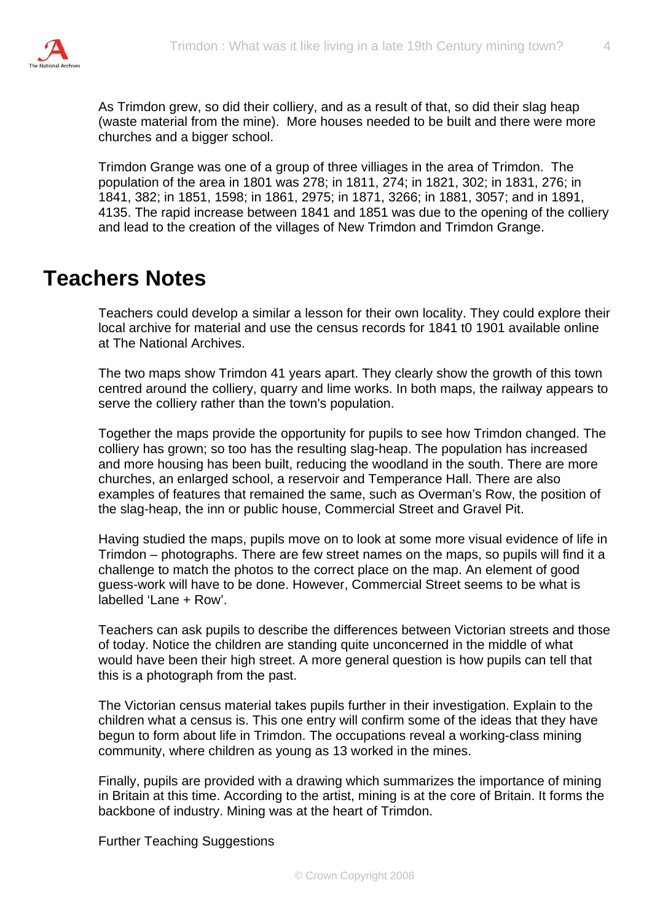As Trimdon grew, so did their colliery, and as a result of that, so did their slag heap (waste material from the mine). More houses needed to be built and there were more churches and a bigger school.

Trimdon Grange was one of a group of three villiages in the area of Trimdon. The population of the area in 1801 was 278; in 1811, 274; in 1821, 302; in 1831, 276; in 1841, 382; in 1851, 1598; in 1861, 2975; in 1871, 3266; in 1881, 3057; and in 1891, 4135. The rapid increase between 1841 and 1851 was due to the opening of the colliery and lead to the creation of the villages of New Trimdon and Trimdon Grange.

## Teachers Notes

Teachers could develop a similar a lesson for their own locality. They could explore their local archive for material and use the census records for 1841 t0 1901 available online at The National Archives.

The two maps show Trimdon 41 years apart. They clearly show the growth of this town centred around the colliery, quarry and lime works. In both maps, the railway appears to serve the colliery rather than the town's population.

Together the maps provide the opportunity for pupils to see how Trimdon changed. The colliery has grown; so too has the resulting slag-heap. The population has increased and more housing has been built, reducing the woodland in the south. There are more churches, an enlarged school, a reservoir and Temperance Hall. There are also examples of features that remained the same, such as Overman's Row, the position of the slag-heap, the inn or public house, Commercial Street and Gravel Pit.

Having studied the maps, pupils move on to look at some more visual evidence of life in Trimdon – photographs. There are few street names on the maps, so pupils will find it a challenge to match the photos to the correct place on the map. An element of good guess-work will have to be done. However, Commercial Street seems to be what is labelled 'Lane + Row'.

Teachers can ask pupils to describe the differences between Victorian streets and those of today. Notice the children are standing quite unconcerned in the middle of what would have been their high street. A more general question is how pupils can tell that this is a photograph from the past.

The Victorian census material takes pupils further in their investigation. Explain to the children what a census is. This one entry will confirm some of the ideas that they have begun to form about life in Trimdon. The occupations reveal a working-class mining community, where children as young as 13 worked in the mines.

Finally, pupils are provided with a drawing which summarizes the importance of mining in Britain at this time. According to the artist, mining is at the core of Britain. It forms the backbone of industry. Mining was at the heart of Trimdon.

Further Teaching Suggestions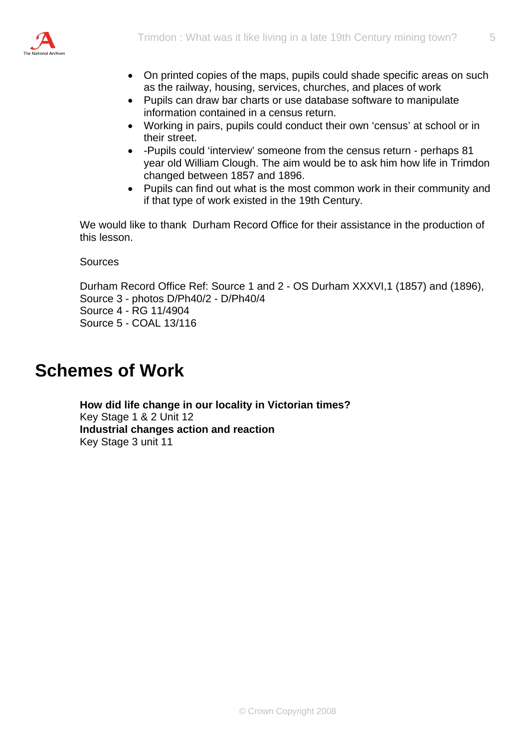- On printed copies of the maps, pupils could shade specific areas on such as the railway, housing, services, churches, and places of work
- Pupils can draw bar charts or use database software to manipulate information contained in a census return.
- Working in pairs, pupils could conduct their own 'census' at school or in their street.
- -Pupils could 'interview' someone from the census return - perhaps 81 year old William Clough. The aim would be to ask him how life in Trimdon changed between 1857 and 1896.
- Pupils can find out what is the most common work in their community and if that type of work existed in the 19th Century.

We would like to thank Durham Record Office for their assistance in the production of this lesson.

Sources

Durham Record Office Ref: Source 1 and 2 - OS Durham XXXVI,1 (1857) and (1896),
Source 3 - photos D/Ph40/2 - D/Ph40/4
Source 4 - RG 11/4904
Source 5 - COAL 13/116

# Schemes of Work

**How did life change in our locality in Victorian times?**
Key Stage 1 & 2 Unit 12
**Industrial changes action and reaction**
Key Stage 3 unit 11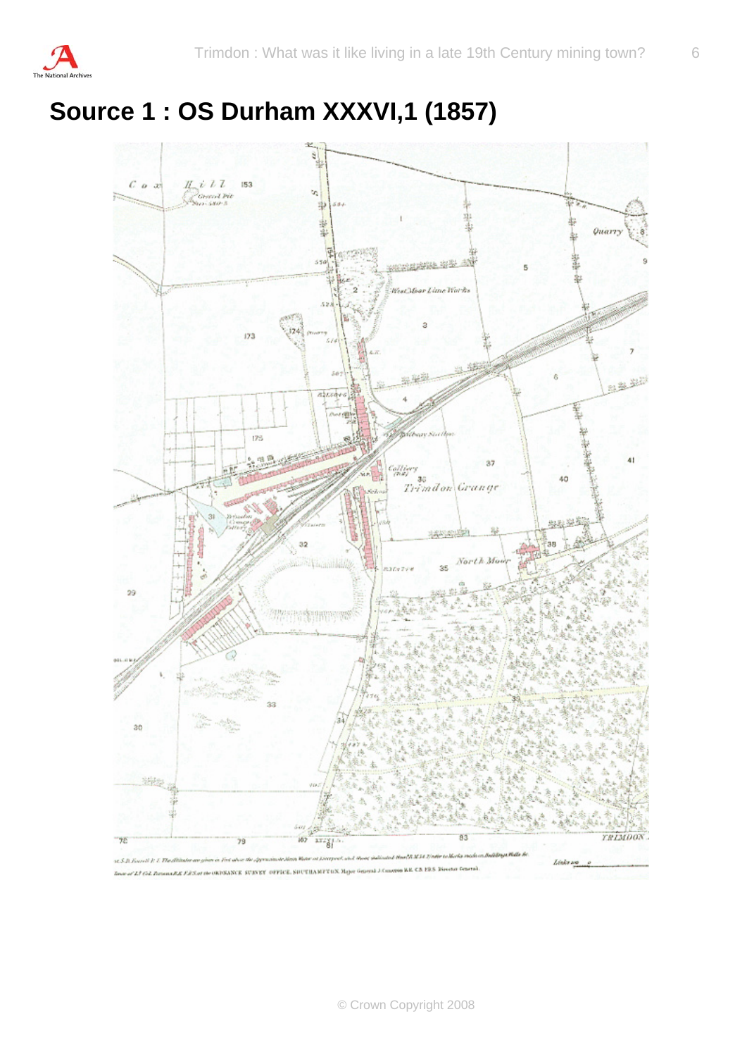# Source 1 : OS Durham XXXVI,1 (1857)

© Crown Copyright 2008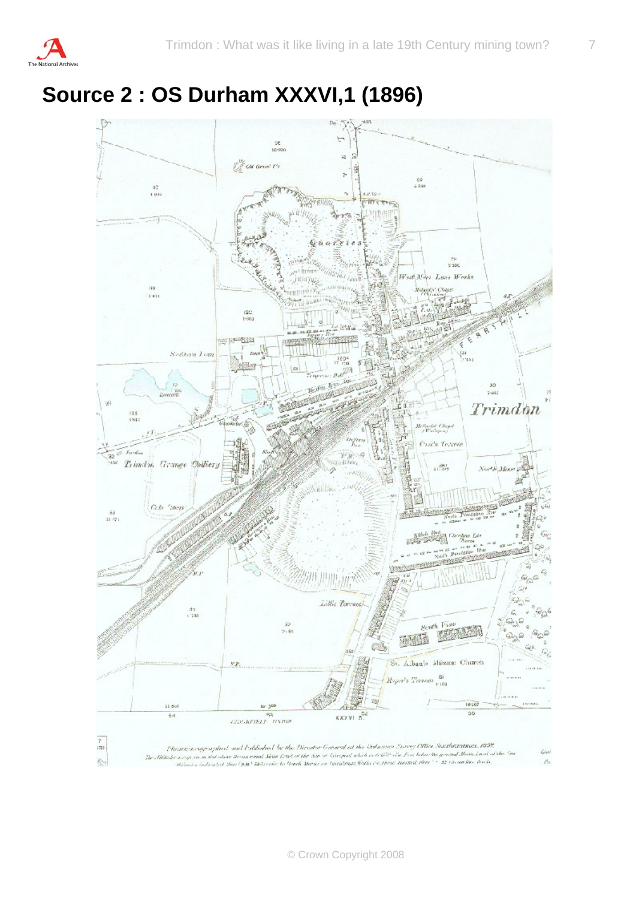# Source 2 : OS Durham XXXVI,1 (1896)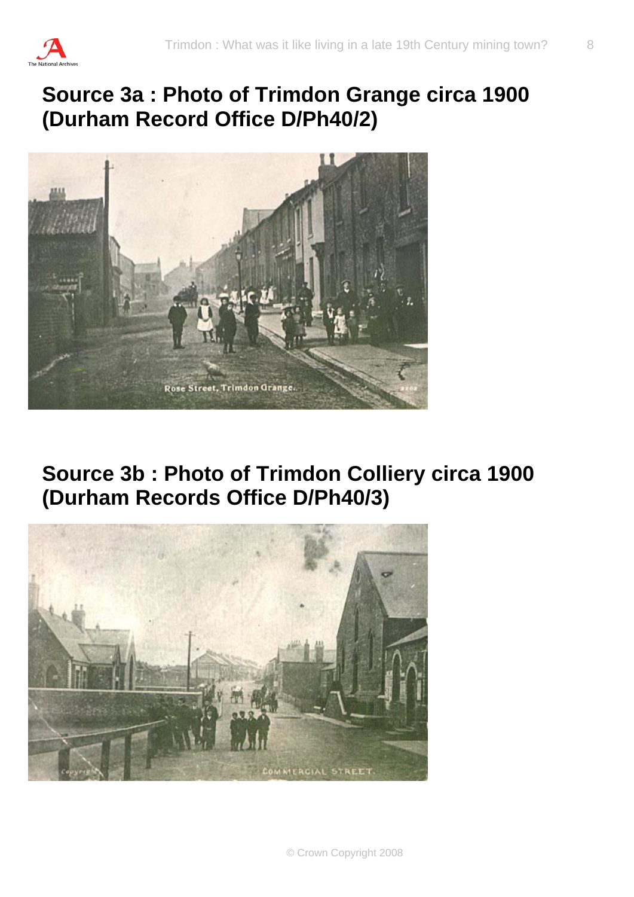## Source 3a : Photo of Trimdon Grange circa 1900 (Durham Record Office D/Ph40/2)

## Source 3b : Photo of Trimdon Colliery circa 1900 (Durham Records Office D/Ph40/3)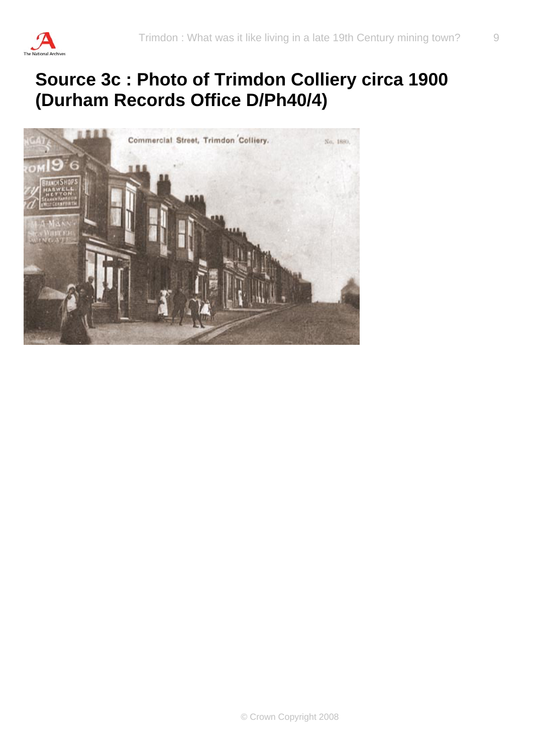# Source 3c : Photo of Trimdon Colliery circa 1900 (Durham Records Office D/Ph40/4)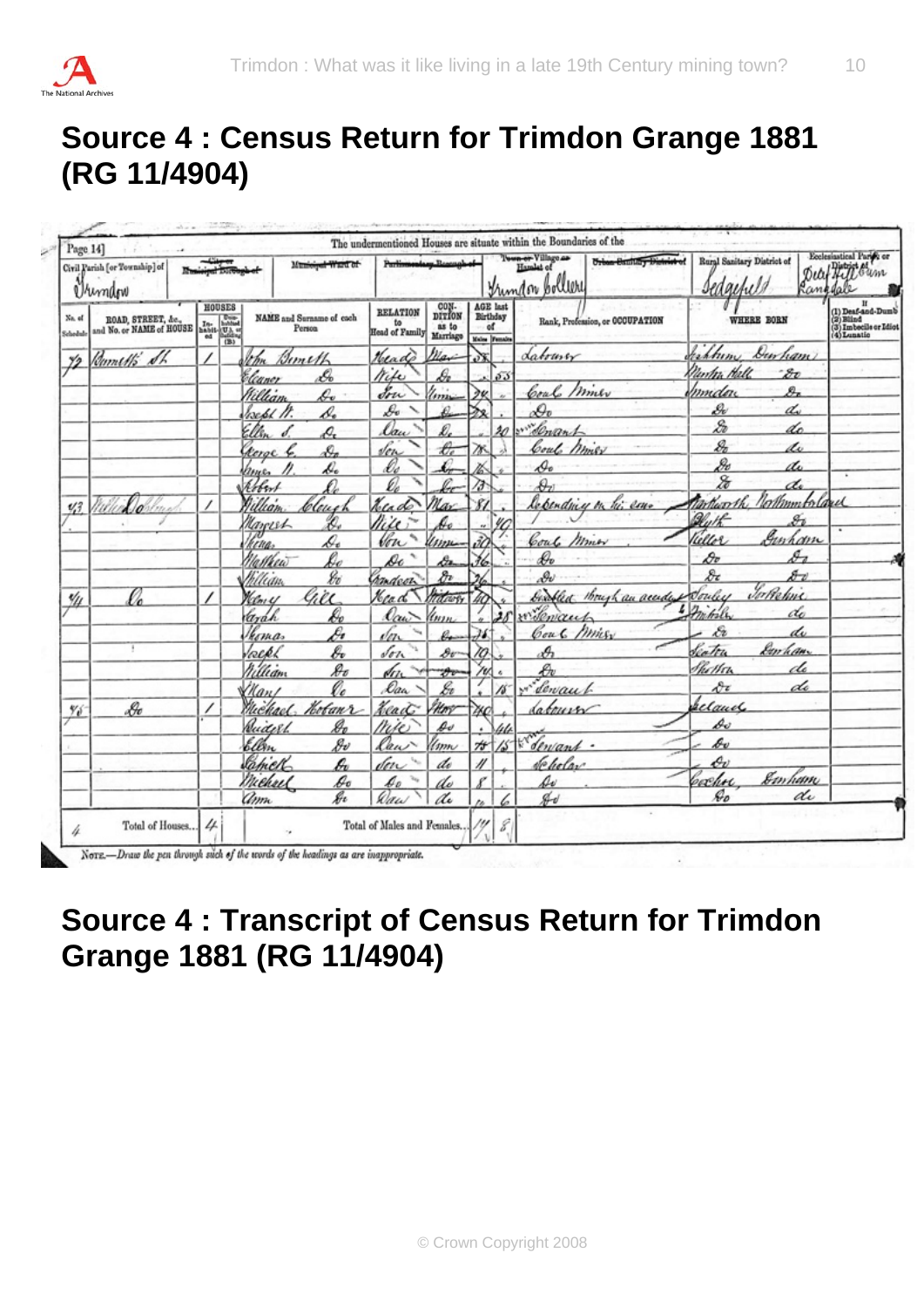# Source 4 : Census Return for Trimdon Grange 1881 (RG 11/4904)

Page 14] The undermentioned Houses are situate within the Boundaries of the

| Civil Parish [or Township] of | City or Municipal Borough of | Municipal Ward of | Parliamentary Borough of | Town or Village or Hamlet of | Urban Sanitary District of | Rural Sanitary District of | Ecclesiastical Parish or District of |
|---|---|---|---|---|---|---|---|
| Trimdon | | | | Trimdon Colliery | | Sedgefield | Deaf Hill cum Langdale |

| No. of Schedule | ROAD, STREET, &c., and No. or NAME of HOUSE | HOUSES In-habit-ed | HOUSES Unin-habited (U.), or Building (B.) | NAME and Surname of each Person | RELATION to Head of Family | CONDITION as to Marriage | AGE last Birthday of Males | AGE last Birthday of Females | Rank, Profession, or OCCUPATION | WHERE BORN | (1) Deaf-and-Dumb (2) Blind (3) Imbecile or Idiot (4) Lunatic |
|---|---|---|---|---|---|---|---|---|---|---|---|
| 72 | Burnett St | 1 | | John Burnett | Head | Mar | 58 | | Labourer | Pelton Durham | |
| | | | | Eleanor Do | Wife | Do | | 55 | | Martin Hall Do | |
| | | | | William Do | Son | Unm | 24 | | Coal Miner | Trimdon Do | |
| | | | | Joseph W. Do | Do | Do | 22 | | Do | Do do | |
| | | | | Ellen S. Do | Dau | Do | | 20 | Gen Servant | Do do | |
| | | | | George G. Do | Son | Do | 18 | | Coal Miner | Do do | |
| | | | | James H. Do | Do | Do | 16 | | Do | Do do | |
| | | | | Robert Do | Do | Do | 13 | | Do | Do do | |
| 73 | Tollie Dobbing | 1 | | William Clough | Head | Mar | 81 | | Depending on his sons | Ancroft Northumberland | |
| | | | | Margret Do | Wife | Do | | 40 | | Blyth Do | |
| | | | | Thomas Do | Son | Unm | 30 | | Coal Miner | Tudhoe Durham | |
| | | | | Matthew Do | Do | Do | 16 | | Do | Do Do | |
| | | | | William Do | Grandson | Do | 16 | | Do | Do Do | |
| 74 | Do | 1 | | Nancy Gill | Head | Widow | 40 | | Disabled through an accident | Sowley Yorkshire | |
| | | | | Sarah Do | Dau | Unm | | 28 | Gen Servant | Mitchells do | |
| | | | | Thomas Do | Son | Do | 16 | | Coal Miner | Do do | |
| | | | | Joseph Do | Son | Do | 10 | | Do | Seaton Durham | |
| | | | | William Do | Son | Do | 14 | | Do | Shilton do | |
| | | | | Mary Do | Dau | Do | | 15 | Gen Servant | Do do | |
| 75 | Do | 1 | | Michael Hoban | Head | Mar | 40 | | Labourer | Ireland | |
| | | | | Bridget Do | Wife | Do | | 40 | | Do | |
| | | | | Ellen Do | Dau | Unm | | 15 | Gen Servant | Do | |
| | | | | Patrick Do | Son | do | 11 | | Scholar | Do | |
| | | | | Michael Do | Do | do | 8 | | Do | Coxhoe Durham | |
| | | | | Ann Do | Dau | do | | 6 | Do | Do do | |
| 4 | Total of Houses | 4 | | | Total of Males and Females | | 14 | 8 | | | |

NOTE.—Draw the pen through such of the words of the headings as are inappropriate.

# Source 4 : Transcript of Census Return for Trimdon Grange 1881 (RG 11/4904)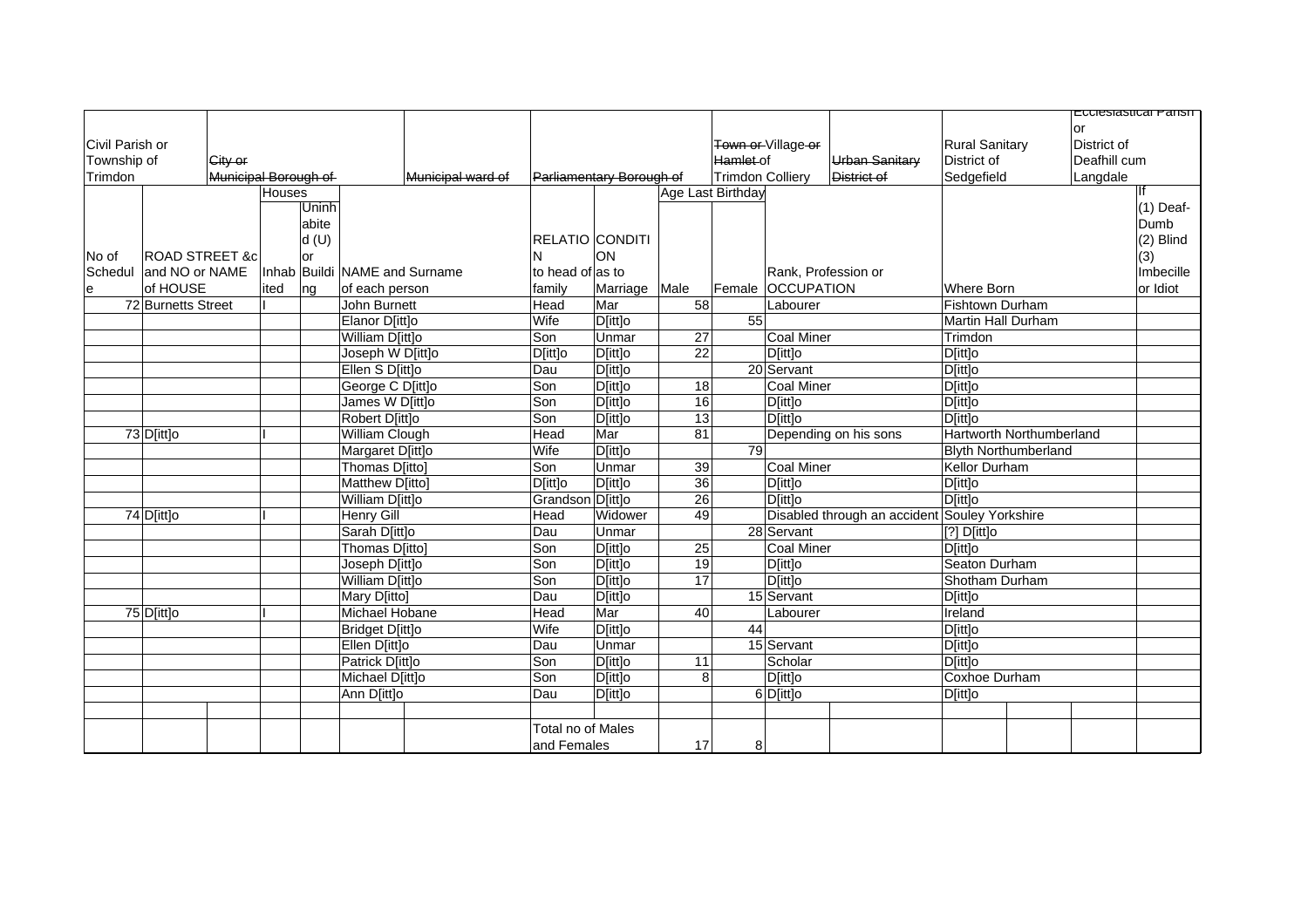| Civil Parish or Township of Trimdon | ~~City or Municipal Borough of~~ | | | | | ~~Municipal ward of~~ | ~~Parliamentary Borough of~~ | | | ~~Town or Village or Hamlet of~~ Trimdon Colliery | | ~~Urban Sanitary District of~~ | Rural Sanitary District of Sedgefield | | Ecclesiastical Parish or District of Deafhill cum Langdale | |
|---|---|---|---|---|---|---|---|---|---|---|---|---|---|---|---|---|
| No of Schedule | ROAD STREET &c and NO or NAME of HOUSE | | Houses Inhabited | Uninhabited (U) or Building | NAME and Surname of each person | | RELATION to head of family | CONDITION as to Marriage | Age Last Birthday Male | Female | Rank, Profession or OCCUPATION | | Where Born | | | If (1) Deaf-Dumb (2) Blind (3) Imbecile or Idiot |
| 72 | Burnetts Street | | I | | John Burnett | | Head | Mar | 58 | | Labourer | | Fishtown Durham | | | |
| | | | | | Elanor D[itt]o | | Wife | D[itt]o | | 55 | | | Martin Hall Durham | | | |
| | | | | | William D[itt]o | | Son | Unmar | 27 | | Coal Miner | | Trimdon | | | |
| | | | | | Joseph W D[itt]o | | D[itt]o | D[itt]o | 22 | | D[itt]o | | D[itt]o | | | |
| | | | | | Ellen S D[itt]o | | Dau | D[itt]o | | 20 | Servant | | D[itt]o | | | |
| | | | | | George C D[itt]o | | Son | D[itt]o | 18 | | Coal Miner | | D[itt]o | | | |
| | | | | | James W D[itt]o | | Son | D[itt]o | 16 | | D[itt]o | | D[itt]o | | | |
| | | | | | Robert D[itt]o | | Son | D[itt]o | 13 | | D[itt]o | | D[itt]o | | | |
| 73 | D[itt]o | | I | | William Clough | | Head | Mar | 81 | | Depending on his sons | | Hartworth Northumberland | | | |
| | | | | | Margaret D[itt]o | | Wife | D[itt]o | | 79 | | | Blyth Northumberland | | | |
| | | | | | Thomas D[itto] | | Son | Unmar | 39 | | Coal Miner | | Kellor Durham | | | |
| | | | | | Matthew D[itto] | | D[itt]o | D[itt]o | 36 | | D[itt]o | | D[itt]o | | | |
| | | | | | William D[itt]o | | Grandson | D[itt]o | 26 | | D[itt]o | | D[itt]o | | | |
| 74 | D[itt]o | | I | | Henry Gill | | Head | Widower | 49 | | Disabled through an accident | | Souley Yorkshire | | | |
| | | | | | Sarah D[itt]o | | Dau | Unmar | | 28 | Servant | | [?] D[itt]o | | | |
| | | | | | Thomas D[itto] | | Son | D[itt]o | 25 | | Coal Miner | | D[itt]o | | | |
| | | | | | Joseph D[itt]o | | Son | D[itt]o | 19 | | D[itt]o | | Seaton Durham | | | |
| | | | | | William D[itt]o | | Son | D[itt]o | 17 | | D[itt]o | | Shotham Durham | | | |
| | | | | | Mary D[itto] | | Dau | D[itt]o | | 15 | Servant | | D[itt]o | | | |
| 75 | D[itt]o | | I | | Michael Hobane | | Head | Mar | 40 | | Labourer | | Ireland | | | |
| | | | | | Bridget D[itt]o | | Wife | D[itt]o | | 44 | | | D[itt]o | | | |
| | | | | | Ellen D[itt]o | | Dau | Unmar | | 15 | Servant | | D[itt]o | | | |
| | | | | | Patrick D[itt]o | | Son | D[itt]o | 11 | | Scholar | | D[itt]o | | | |
| | | | | | Michael D[itt]o | | Son | D[itt]o | 8 | | D[itt]o | | Coxhoe Durham | | | |
| | | | | | Ann D[itt]o | | Dau | D[itt]o | | 6 | D[itt]o | | D[itt]o | | | |
| | | | | | | | | | | | | | | | | |
| | | | | | | | Total no of Males and Females | | 17 | 8 | | | | | | |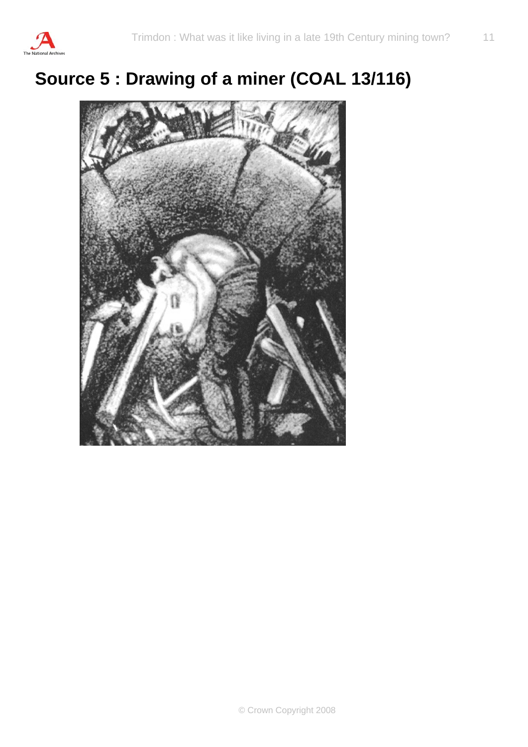# Source 5 : Drawing of a miner (COAL 13/116)

© Crown Copyright 2008